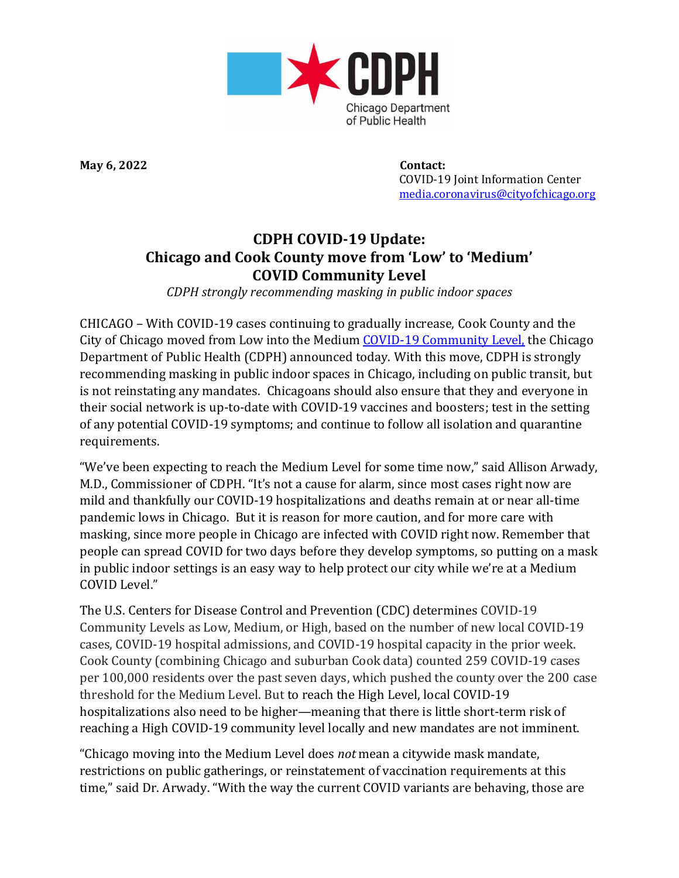**May 6, 2022**

**Contact:**
COVID-19 Joint Information Center
media.coronavirus@cityofchicago.org

# CDPH COVID-19 Update: Chicago and Cook County move from 'Low' to 'Medium' COVID Community Level

*CDPH strongly recommending masking in public indoor spaces*

CHICAGO – With COVID-19 cases continuing to gradually increase, Cook County and the City of Chicago moved from Low into the Medium [COVID-19 Community Level,]() the Chicago Department of Public Health (CDPH) announced today. With this move, CDPH is strongly recommending masking in public indoor spaces in Chicago, including on public transit, but is not reinstating any mandates. Chicagoans should also ensure that they and everyone in their social network is up-to-date with COVID-19 vaccines and boosters; test in the setting of any potential COVID-19 symptoms; and continue to follow all isolation and quarantine requirements.

"We've been expecting to reach the Medium Level for some time now," said Allison Arwady, M.D., Commissioner of CDPH. "It's not a cause for alarm, since most cases right now are mild and thankfully our COVID-19 hospitalizations and deaths remain at or near all-time pandemic lows in Chicago. But it is reason for more caution, and for more care with masking, since more people in Chicago are infected with COVID right now. Remember that people can spread COVID for two days before they develop symptoms, so putting on a mask in public indoor settings is an easy way to help protect our city while we're at a Medium COVID Level."

The U.S. Centers for Disease Control and Prevention (CDC) determines COVID-19 Community Levels as Low, Medium, or High, based on the number of new local COVID-19 cases, COVID-19 hospital admissions, and COVID-19 hospital capacity in the prior week. Cook County (combining Chicago and suburban Cook data) counted 259 COVID-19 cases per 100,000 residents over the past seven days, which pushed the county over the 200 case threshold for the Medium Level. But to reach the High Level, local COVID-19 hospitalizations also need to be higher—meaning that there is little short-term risk of reaching a High COVID-19 community level locally and new mandates are not imminent.

"Chicago moving into the Medium Level does *not* mean a citywide mask mandate, restrictions on public gatherings, or reinstatement of vaccination requirements at this time," said Dr. Arwady. "With the way the current COVID variants are behaving, those are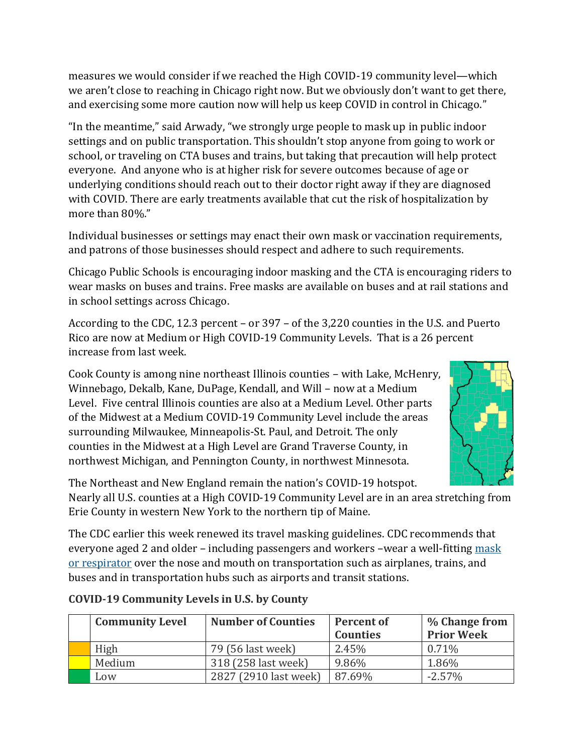measures we would consider if we reached the High COVID-19 community level—which we aren't close to reaching in Chicago right now. But we obviously don't want to get there, and exercising some more caution now will help us keep COVID in control in Chicago."

"In the meantime," said Arwady, "we strongly urge people to mask up in public indoor settings and on public transportation. This shouldn't stop anyone from going to work or school, or traveling on CTA buses and trains, but taking that precaution will help protect everyone. And anyone who is at higher risk for severe outcomes because of age or underlying conditions should reach out to their doctor right away if they are diagnosed with COVID. There are early treatments available that cut the risk of hospitalization by more than 80%."

Individual businesses or settings may enact their own mask or vaccination requirements, and patrons of those businesses should respect and adhere to such requirements.

Chicago Public Schools is encouraging indoor masking and the CTA is encouraging riders to wear masks on buses and trains. Free masks are available on buses and at rail stations and in school settings across Chicago.

According to the CDC, 12.3 percent – or 397 – of the 3,220 counties in the U.S. and Puerto Rico are now at Medium or High COVID-19 Community Levels. That is a 26 percent increase from last week.

Cook County is among nine northeast Illinois counties – with Lake, McHenry, Winnebago, Dekalb, Kane, DuPage, Kendall, and Will – now at a Medium Level. Five central Illinois counties are also at a Medium Level. Other parts of the Midwest at a Medium COVID-19 Community Level include the areas surrounding Milwaukee, Minneapolis-St. Paul, and Detroit. The only counties in the Midwest at a High Level are Grand Traverse County, in northwest Michigan, and Pennington County, in northwest Minnesota.

The Northeast and New England remain the nation's COVID-19 hotspot. Nearly all U.S. counties at a High COVID-19 Community Level are in an area stretching from Erie County in western New York to the northern tip of Maine.

The CDC earlier this week renewed its travel masking guidelines. CDC recommends that everyone aged 2 and older – including passengers and workers –wear a well-fitting mask or respirator over the nose and mouth on transportation such as airplanes, trains, and buses and in transportation hubs such as airports and transit stations.

**COVID-19 Community Levels in U.S. by County**

| | Community Level | Number of Counties | Percent of Counties | % Change from Prior Week |
|---|---|---|---|---|
| | High | 79 (56 last week) | 2.45% | 0.71% |
| | Medium | 318 (258 last week) | 9.86% | 1.86% |
| | Low | 2827 (2910 last week) | 87.69% | -2.57% |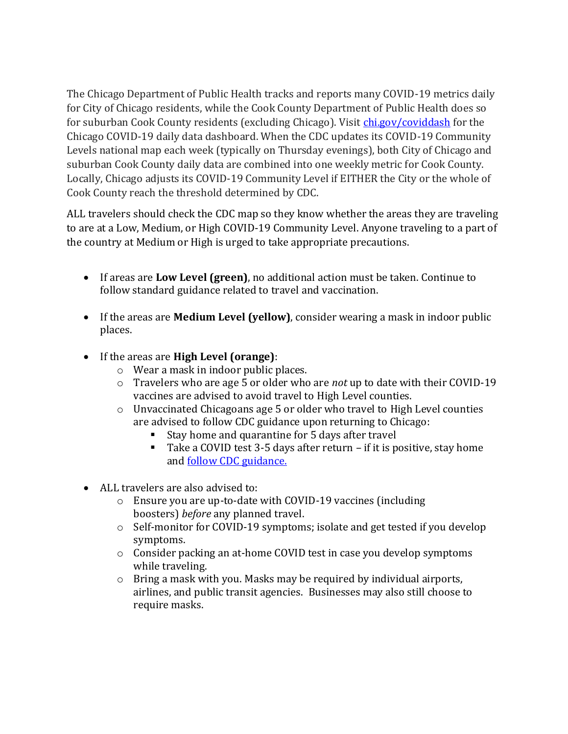The Chicago Department of Public Health tracks and reports many COVID-19 metrics daily for City of Chicago residents, while the Cook County Department of Public Health does so for suburban Cook County residents (excluding Chicago). Visit [chi.gov/coviddash](chi.gov/coviddash) for the Chicago COVID-19 daily data dashboard. When the CDC updates its COVID-19 Community Levels national map each week (typically on Thursday evenings), both City of Chicago and suburban Cook County daily data are combined into one weekly metric for Cook County. Locally, Chicago adjusts its COVID-19 Community Level if EITHER the City or the whole of Cook County reach the threshold determined by CDC.

ALL travelers should check the CDC map so they know whether the areas they are traveling to are at a Low, Medium, or High COVID-19 Community Level. Anyone traveling to a part of the country at Medium or High is urged to take appropriate precautions.

- If areas are **Low Level (green)**, no additional action must be taken. Continue to follow standard guidance related to travel and vaccination.
- If the areas are **Medium Level (yellow)**, consider wearing a mask in indoor public places.
- If the areas are **High Level (orange)**:
  - Wear a mask in indoor public places.
  - Travelers who are age 5 or older who are *not* up to date with their COVID-19 vaccines are advised to avoid travel to High Level counties.
  - Unvaccinated Chicagoans age 5 or older who travel to High Level counties are advised to follow CDC guidance upon returning to Chicago:
    - Stay home and quarantine for 5 days after travel
    - Take a COVID test 3-5 days after return – if it is positive, stay home and follow CDC guidance.
- ALL travelers are also advised to:
  - Ensure you are up-to-date with COVID-19 vaccines (including boosters) *before* any planned travel.
  - Self-monitor for COVID-19 symptoms; isolate and get tested if you develop symptoms.
  - Consider packing an at-home COVID test in case you develop symptoms while traveling.
  - Bring a mask with you. Masks may be required by individual airports, airlines, and public transit agencies. Businesses may also still choose to require masks.